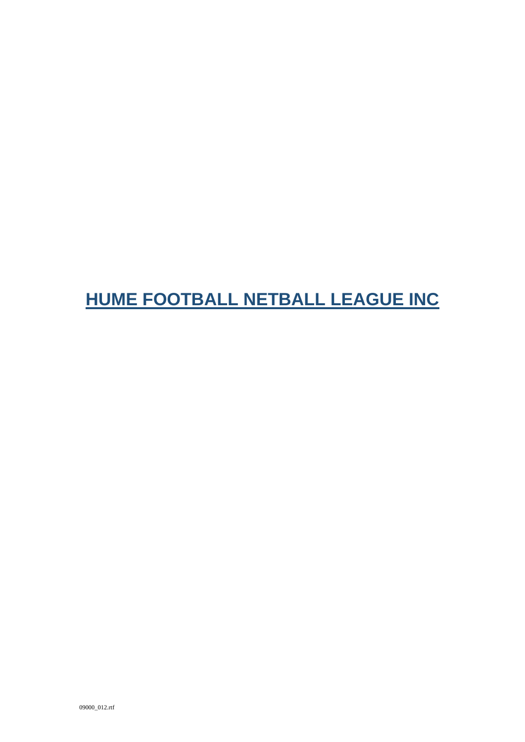# HUME FOOTBALL NETBALL LEAGUE INC

09000_012.rtf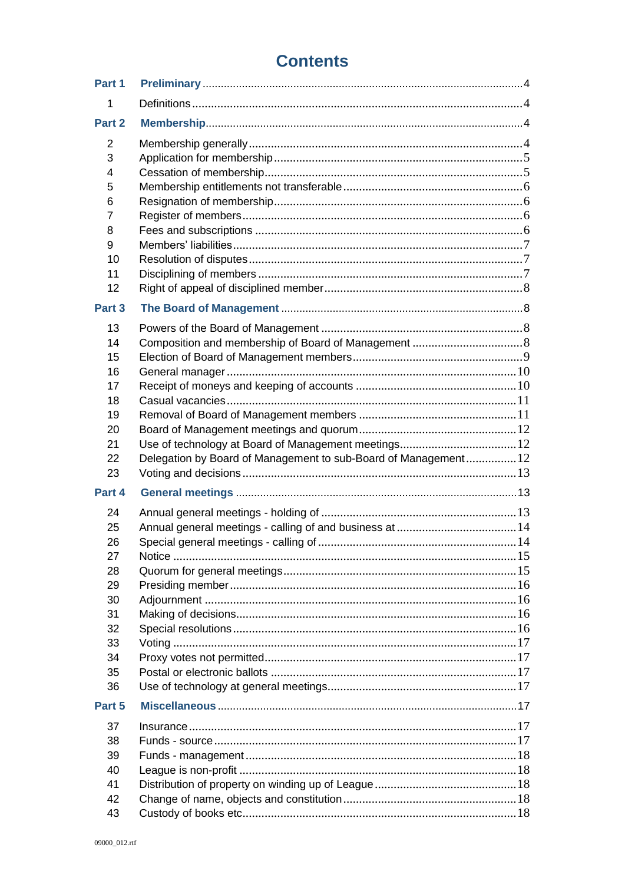# Contents

| | | |
|---|---|---|
| **Part 1** | **Preliminary** | 4 |
| 1 | Definitions | 4 |
| **Part 2** | **Membership** | 4 |
| 2 | Membership generally | 4 |
| 3 | Application for membership | 5 |
| 4 | Cessation of membership | 5 |
| 5 | Membership entitlements not transferable | 6 |
| 6 | Resignation of membership | 6 |
| 7 | Register of members | 6 |
| 8 | Fees and subscriptions | 6 |
| 9 | Members' liabilities | 7 |
| 10 | Resolution of disputes | 7 |
| 11 | Disciplining of members | 7 |
| 12 | Right of appeal of disciplined member | 8 |
| **Part 3** | **The Board of Management** | 8 |
| 13 | Powers of the Board of Management | 8 |
| 14 | Composition and membership of Board of Management | 8 |
| 15 | Election of Board of Management members | 9 |
| 16 | General manager | 10 |
| 17 | Receipt of moneys and keeping of accounts | 10 |
| 18 | Casual vacancies | 11 |
| 19 | Removal of Board of Management members | 11 |
| 20 | Board of Management meetings and quorum | 12 |
| 21 | Use of technology at Board of Management meetings | 12 |
| 22 | Delegation by Board of Management to sub-Board of Management | 12 |
| 23 | Voting and decisions | 13 |
| **Part 4** | **General meetings** | 13 |
| 24 | Annual general meetings - holding of | 13 |
| 25 | Annual general meetings - calling of and business at | 14 |
| 26 | Special general meetings - calling of | 14 |
| 27 | Notice | 15 |
| 28 | Quorum for general meetings | 15 |
| 29 | Presiding member | 16 |
| 30 | Adjournment | 16 |
| 31 | Making of decisions | 16 |
| 32 | Special resolutions | 16 |
| 33 | Voting | 17 |
| 34 | Proxy votes not permitted | 17 |
| 35 | Postal or electronic ballots | 17 |
| 36 | Use of technology at general meetings | 17 |
| **Part 5** | **Miscellaneous** | 17 |
| 37 | Insurance | 17 |
| 38 | Funds - source | 17 |
| 39 | Funds - management | 18 |
| 40 | League is non-profit | 18 |
| 41 | Distribution of property on winding up of League | 18 |
| 42 | Change of name, objects and constitution | 18 |
| 43 | Custody of books etc | 18 |

09000_012.rtf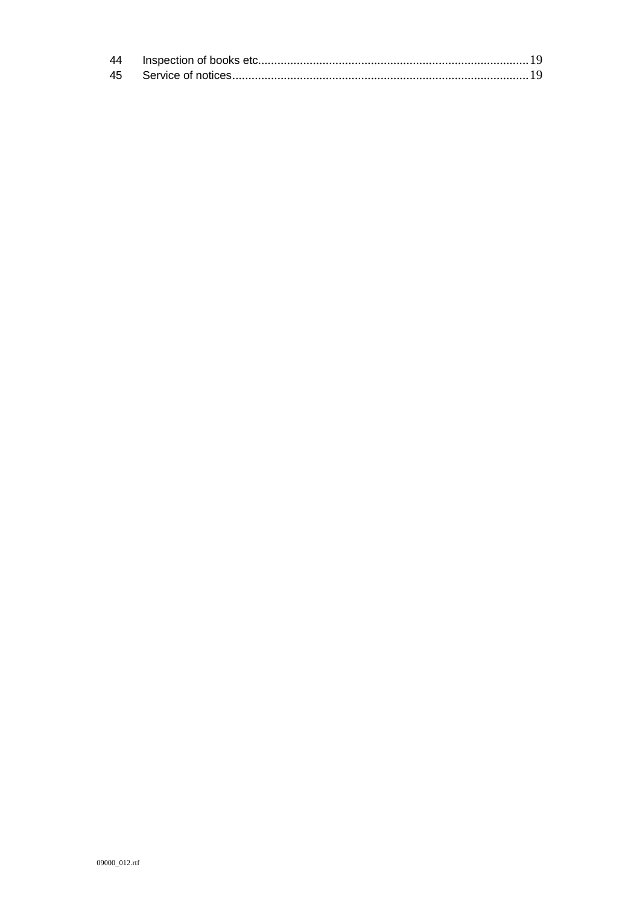| | | |
|---|---|---|
| 44 | Inspection of books etc. | 19 |
| 45 | Service of notices | 19 |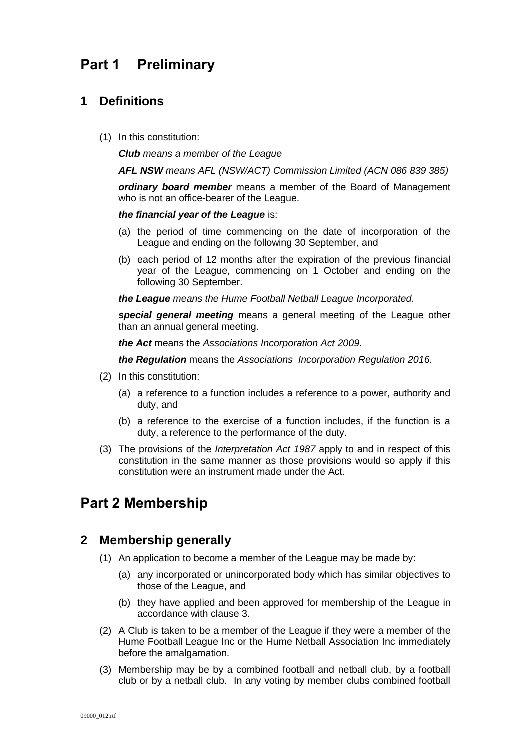# Part 1 Preliminary

## 1 Definitions

(1) In this constitution:

***Club*** *means a member of the League*

***AFL NSW*** *means AFL (NSW/ACT) Commission Limited (ACN 086 839 385)*

***ordinary board member*** means a member of the Board of Management who is not an office-bearer of the League.

***the financial year of the League*** is:

(a) the period of time commencing on the date of incorporation of the League and ending on the following 30 September, and

(b) each period of 12 months after the expiration of the previous financial year of the League, commencing on 1 October and ending on the following 30 September.

***the League*** *means the Hume Football Netball League Incorporated.*

***special general meeting*** means a general meeting of the League other than an annual general meeting.

***the Act*** means the *Associations Incorporation Act 2009*.

***the Regulation*** means the *Associations Incorporation Regulation 2016.*

(2) In this constitution:

(a) a reference to a function includes a reference to a power, authority and duty, and

(b) a reference to the exercise of a function includes, if the function is a duty, a reference to the performance of the duty.

(3) The provisions of the *Interpretation Act 1987* apply to and in respect of this constitution in the same manner as those provisions would so apply if this constitution were an instrument made under the Act.

# Part 2 Membership

## 2 Membership generally

(1) An application to become a member of the League may be made by:

(a) any incorporated or unincorporated body which has similar objectives to those of the League, and

(b) they have applied and been approved for membership of the League in accordance with clause 3.

(2) A Club is taken to be a member of the League if they were a member of the Hume Football League Inc or the Hume Netball Association Inc immediately before the amalgamation.

(3) Membership may be by a combined football and netball club, by a football club or by a netball club. In any voting by member clubs combined football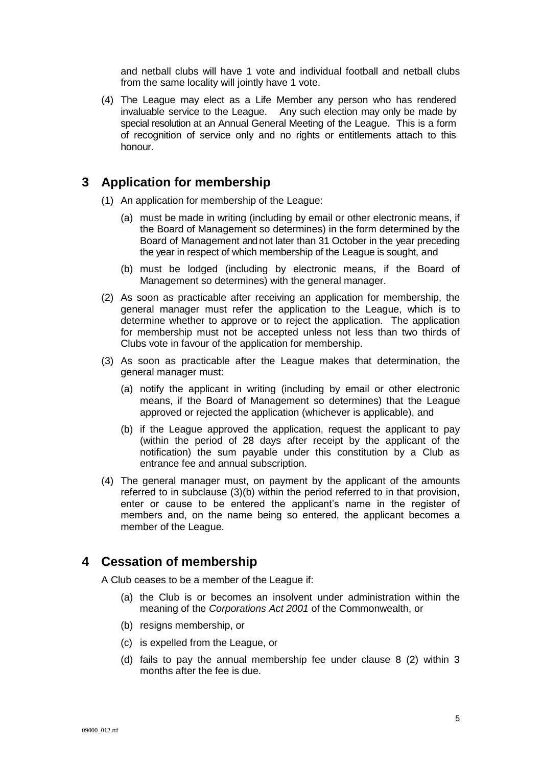and netball clubs will have 1 vote and individual football and netball clubs from the same locality will jointly have 1 vote.

(4) The League may elect as a Life Member any person who has rendered invaluable service to the League. Any such election may only be made by special resolution at an Annual General Meeting of the League. This is a form of recognition of service only and no rights or entitlements attach to this honour.

## 3 Application for membership

(1) An application for membership of the League:

(a) must be made in writing (including by email or other electronic means, if the Board of Management so determines) in the form determined by the Board of Management and not later than 31 October in the year preceding the year in respect of which membership of the League is sought, and

(b) must be lodged (including by electronic means, if the Board of Management so determines) with the general manager.

(2) As soon as practicable after receiving an application for membership, the general manager must refer the application to the League, which is to determine whether to approve or to reject the application. The application for membership must not be accepted unless not less than two thirds of Clubs vote in favour of the application for membership.

(3) As soon as practicable after the League makes that determination, the general manager must:

(a) notify the applicant in writing (including by email or other electronic means, if the Board of Management so determines) that the League approved or rejected the application (whichever is applicable), and

(b) if the League approved the application, request the applicant to pay (within the period of 28 days after receipt by the applicant of the notification) the sum payable under this constitution by a Club as entrance fee and annual subscription.

(4) The general manager must, on payment by the applicant of the amounts referred to in subclause (3)(b) within the period referred to in that provision, enter or cause to be entered the applicant's name in the register of members and, on the name being so entered, the applicant becomes a member of the League.

## 4 Cessation of membership

A Club ceases to be a member of the League if:

(a) the Club is or becomes an insolvent under administration within the meaning of the *Corporations Act 2001* of the Commonwealth, or

(b) resigns membership, or

(c) is expelled from the League, or

(d) fails to pay the annual membership fee under clause 8 (2) within 3 months after the fee is due.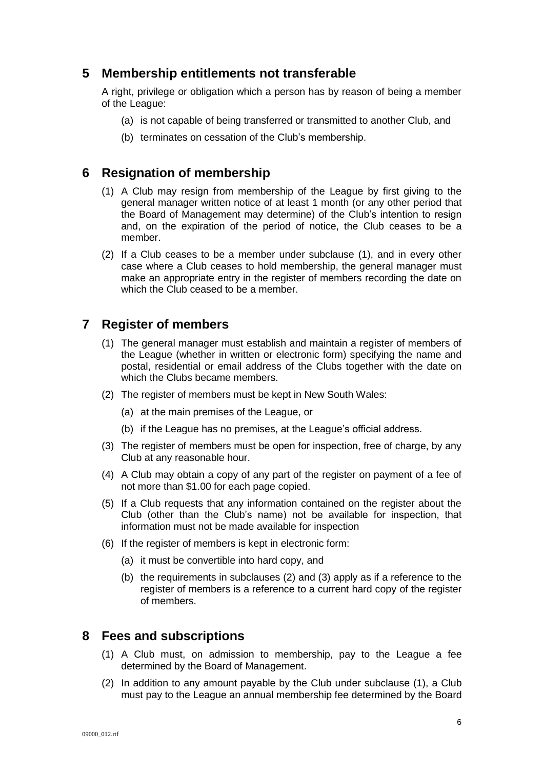## 5 Membership entitlements not transferable

A right, privilege or obligation which a person has by reason of being a member of the League:

(a) is not capable of being transferred or transmitted to another Club, and

(b) terminates on cessation of the Club's membership.

## 6 Resignation of membership

(1) A Club may resign from membership of the League by first giving to the general manager written notice of at least 1 month (or any other period that the Board of Management may determine) of the Club's intention to resign and, on the expiration of the period of notice, the Club ceases to be a member.

(2) If a Club ceases to be a member under subclause (1), and in every other case where a Club ceases to hold membership, the general manager must make an appropriate entry in the register of members recording the date on which the Club ceased to be a member.

## 7 Register of members

(1) The general manager must establish and maintain a register of members of the League (whether in written or electronic form) specifying the name and postal, residential or email address of the Clubs together with the date on which the Clubs became members.

(2) The register of members must be kept in New South Wales:

(a) at the main premises of the League, or

(b) if the League has no premises, at the League's official address.

(3) The register of members must be open for inspection, free of charge, by any Club at any reasonable hour.

(4) A Club may obtain a copy of any part of the register on payment of a fee of not more than $1.00 for each page copied.

(5) If a Club requests that any information contained on the register about the Club (other than the Club's name) not be available for inspection, that information must not be made available for inspection

(6) If the register of members is kept in electronic form:

(a) it must be convertible into hard copy, and

(b) the requirements in subclauses (2) and (3) apply as if a reference to the register of members is a reference to a current hard copy of the register of members.

## 8 Fees and subscriptions

(1) A Club must, on admission to membership, pay to the League a fee determined by the Board of Management.

(2) In addition to any amount payable by the Club under subclause (1), a Club must pay to the League an annual membership fee determined by the Board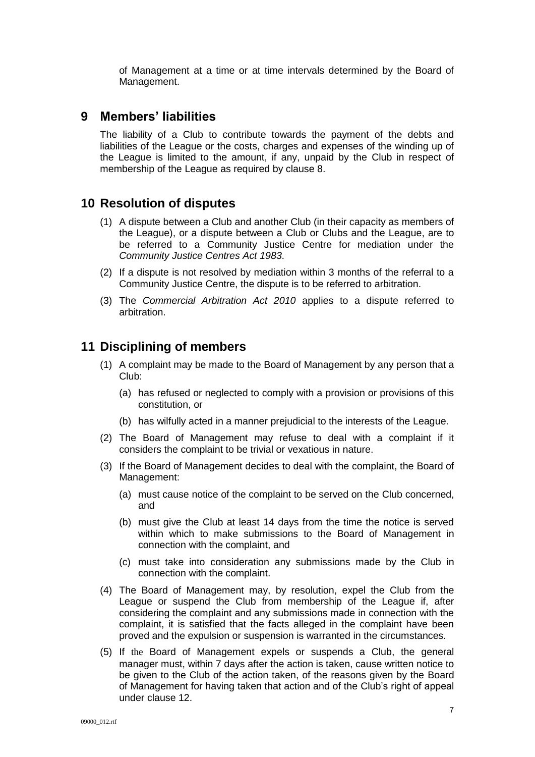of Management at a time or at time intervals determined by the Board of Management.

## 9 Members' liabilities

The liability of a Club to contribute towards the payment of the debts and liabilities of the League or the costs, charges and expenses of the winding up of the League is limited to the amount, if any, unpaid by the Club in respect of membership of the League as required by clause 8.

## 10 Resolution of disputes

(1) A dispute between a Club and another Club (in their capacity as members of the League), or a dispute between a Club or Clubs and the League, are to be referred to a Community Justice Centre for mediation under the *Community Justice Centres Act 1983*.

(2) If a dispute is not resolved by mediation within 3 months of the referral to a Community Justice Centre, the dispute is to be referred to arbitration.

(3) The *Commercial Arbitration Act 2010* applies to a dispute referred to arbitration.

## 11 Disciplining of members

(1) A complaint may be made to the Board of Management by any person that a Club:

  (a) has refused or neglected to comply with a provision or provisions of this constitution, or

  (b) has wilfully acted in a manner prejudicial to the interests of the League.

(2) The Board of Management may refuse to deal with a complaint if it considers the complaint to be trivial or vexatious in nature.

(3) If the Board of Management decides to deal with the complaint, the Board of Management:

  (a) must cause notice of the complaint to be served on the Club concerned, and

  (b) must give the Club at least 14 days from the time the notice is served within which to make submissions to the Board of Management in connection with the complaint, and

  (c) must take into consideration any submissions made by the Club in connection with the complaint.

(4) The Board of Management may, by resolution, expel the Club from the League or suspend the Club from membership of the League if, after considering the complaint and any submissions made in connection with the complaint, it is satisfied that the facts alleged in the complaint have been proved and the expulsion or suspension is warranted in the circumstances.

(5) If the Board of Management expels or suspends a Club, the general manager must, within 7 days after the action is taken, cause written notice to be given to the Club of the action taken, of the reasons given by the Board of Management for having taken that action and of the Club's right of appeal under clause 12.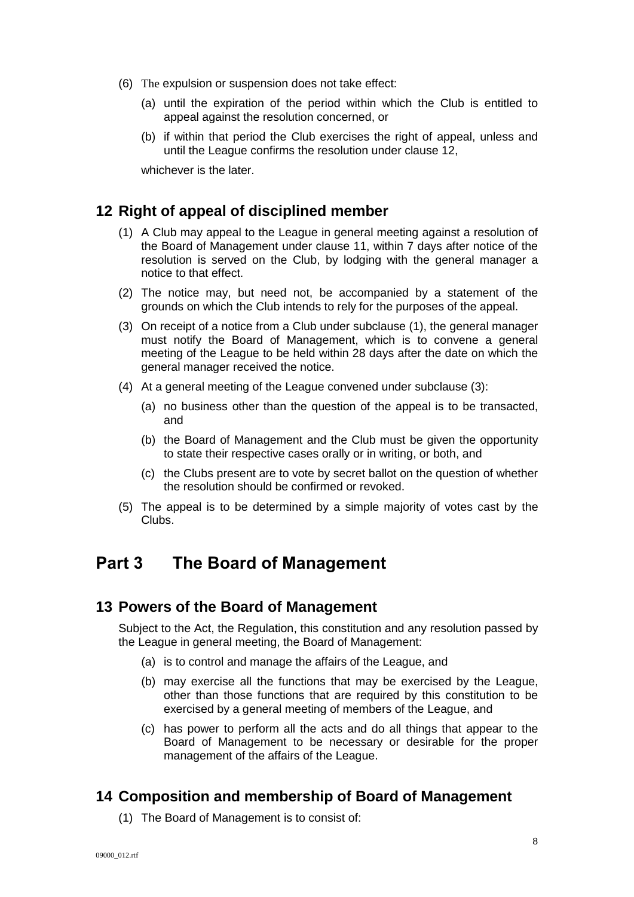(6) The expulsion or suspension does not take effect:

   (a) until the expiration of the period within which the Club is entitled to appeal against the resolution concerned, or

   (b) if within that period the Club exercises the right of appeal, unless and until the League confirms the resolution under clause 12,

   whichever is the later.

## 12 Right of appeal of disciplined member

(1) A Club may appeal to the League in general meeting against a resolution of the Board of Management under clause 11, within 7 days after notice of the resolution is served on the Club, by lodging with the general manager a notice to that effect.

(2) The notice may, but need not, be accompanied by a statement of the grounds on which the Club intends to rely for the purposes of the appeal.

(3) On receipt of a notice from a Club under subclause (1), the general manager must notify the Board of Management, which is to convene a general meeting of the League to be held within 28 days after the date on which the general manager received the notice.

(4) At a general meeting of the League convened under subclause (3):

   (a) no business other than the question of the appeal is to be transacted, and

   (b) the Board of Management and the Club must be given the opportunity to state their respective cases orally or in writing, or both, and

   (c) the Clubs present are to vote by secret ballot on the question of whether the resolution should be confirmed or revoked.

(5) The appeal is to be determined by a simple majority of votes cast by the Clubs.

# Part 3 The Board of Management

## 13 Powers of the Board of Management

Subject to the Act, the Regulation, this constitution and any resolution passed by the League in general meeting, the Board of Management:

   (a) is to control and manage the affairs of the League, and

   (b) may exercise all the functions that may be exercised by the League, other than those functions that are required by this constitution to be exercised by a general meeting of members of the League, and

   (c) has power to perform all the acts and do all things that appear to the Board of Management to be necessary or desirable for the proper management of the affairs of the League.

## 14 Composition and membership of Board of Management

(1) The Board of Management is to consist of: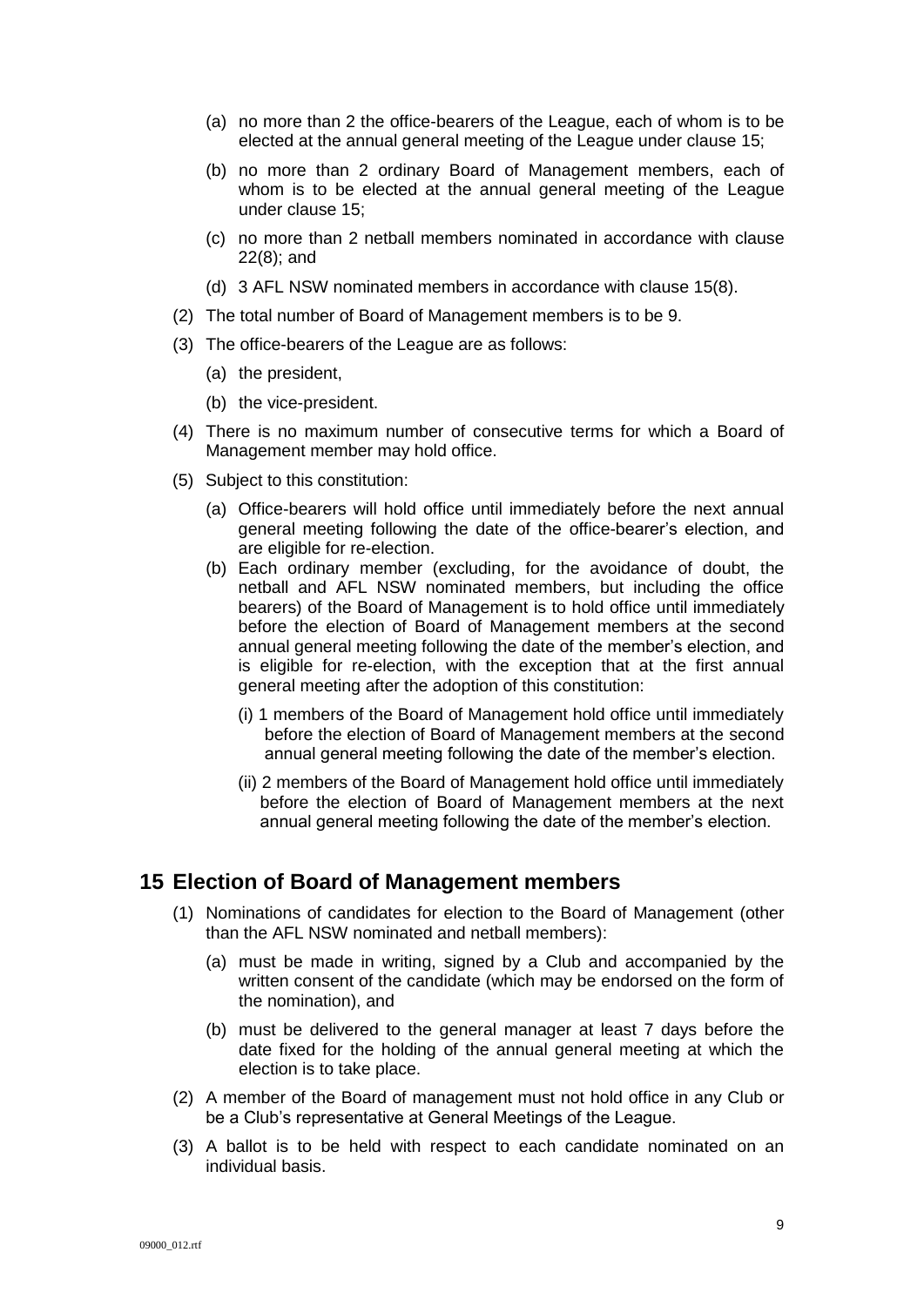(a) no more than 2 the office-bearers of the League, each of whom is to be elected at the annual general meeting of the League under clause 15;

(b) no more than 2 ordinary Board of Management members, each of whom is to be elected at the annual general meeting of the League under clause 15;

(c) no more than 2 netball members nominated in accordance with clause 22(8); and

(d) 3 AFL NSW nominated members in accordance with clause 15(8).

(2) The total number of Board of Management members is to be 9.

(3) The office-bearers of the League are as follows:

(a) the president,

(b) the vice-president.

(4) There is no maximum number of consecutive terms for which a Board of Management member may hold office.

(5) Subject to this constitution:

(a) Office-bearers will hold office until immediately before the next annual general meeting following the date of the office-bearer's election, and are eligible for re-election.

(b) Each ordinary member (excluding, for the avoidance of doubt, the netball and AFL NSW nominated members, but including the office bearers) of the Board of Management is to hold office until immediately before the election of Board of Management members at the second annual general meeting following the date of the member's election, and is eligible for re-election, with the exception that at the first annual general meeting after the adoption of this constitution:

(i) 1 members of the Board of Management hold office until immediately before the election of Board of Management members at the second annual general meeting following the date of the member's election.

(ii) 2 members of the Board of Management hold office until immediately before the election of Board of Management members at the next annual general meeting following the date of the member's election.

## 15 Election of Board of Management members

(1) Nominations of candidates for election to the Board of Management (other than the AFL NSW nominated and netball members):

(a) must be made in writing, signed by a Club and accompanied by the written consent of the candidate (which may be endorsed on the form of the nomination), and

(b) must be delivered to the general manager at least 7 days before the date fixed for the holding of the annual general meeting at which the election is to take place.

(2) A member of the Board of management must not hold office in any Club or be a Club's representative at General Meetings of the League.

(3) A ballot is to be held with respect to each candidate nominated on an individual basis.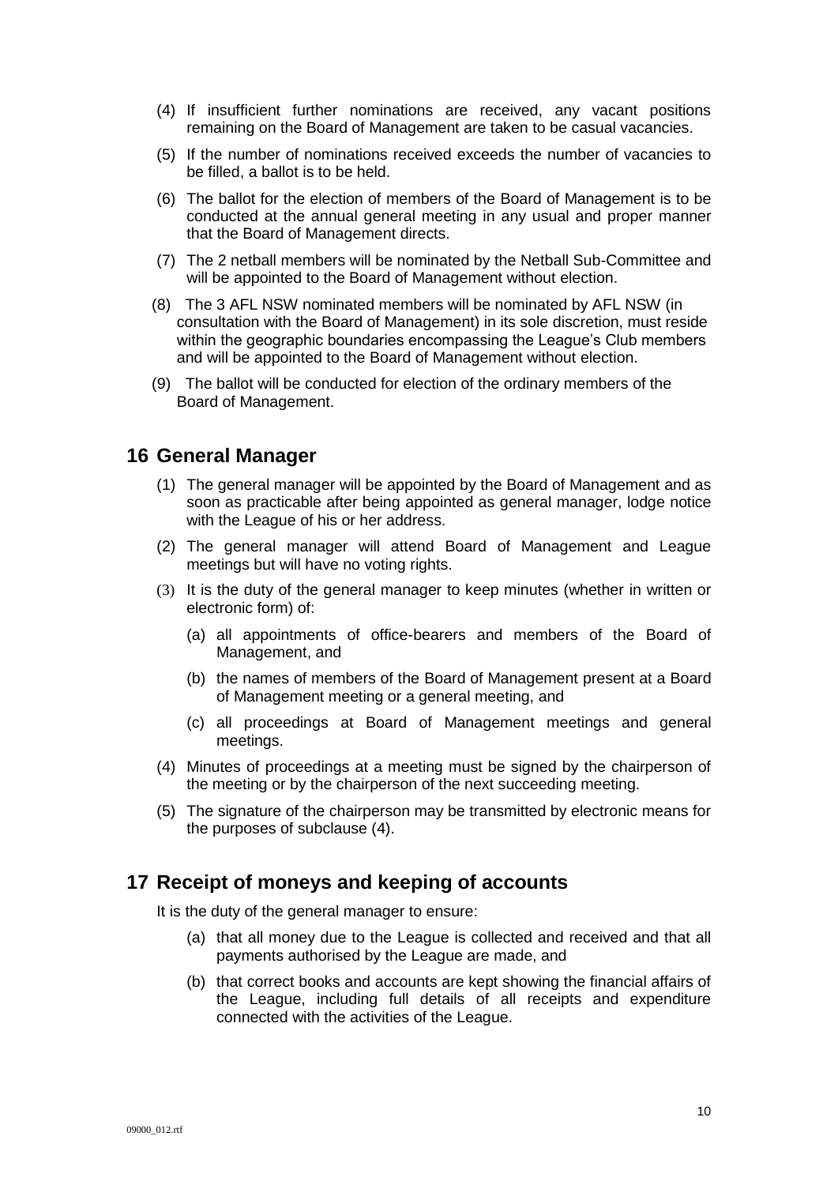(4) If insufficient further nominations are received, any vacant positions remaining on the Board of Management are taken to be casual vacancies.

(5) If the number of nominations received exceeds the number of vacancies to be filled, a ballot is to be held.

(6) The ballot for the election of members of the Board of Management is to be conducted at the annual general meeting in any usual and proper manner that the Board of Management directs.

(7) The 2 netball members will be nominated by the Netball Sub-Committee and will be appointed to the Board of Management without election.

(8) The 3 AFL NSW nominated members will be nominated by AFL NSW (in consultation with the Board of Management) in its sole discretion, must reside within the geographic boundaries encompassing the League's Club members and will be appointed to the Board of Management without election.

(9) The ballot will be conducted for election of the ordinary members of the Board of Management.

## 16 General Manager

(1) The general manager will be appointed by the Board of Management and as soon as practicable after being appointed as general manager, lodge notice with the League of his or her address.

(2) The general manager will attend Board of Management and League meetings but will have no voting rights.

(3) It is the duty of the general manager to keep minutes (whether in written or electronic form) of:

(a) all appointments of office-bearers and members of the Board of Management, and

(b) the names of members of the Board of Management present at a Board of Management meeting or a general meeting, and

(c) all proceedings at Board of Management meetings and general meetings.

(4) Minutes of proceedings at a meeting must be signed by the chairperson of the meeting or by the chairperson of the next succeeding meeting.

(5) The signature of the chairperson may be transmitted by electronic means for the purposes of subclause (4).

## 17 Receipt of moneys and keeping of accounts

It is the duty of the general manager to ensure:

(a) that all money due to the League is collected and received and that all payments authorised by the League are made, and

(b) that correct books and accounts are kept showing the financial affairs of the League, including full details of all receipts and expenditure connected with the activities of the League.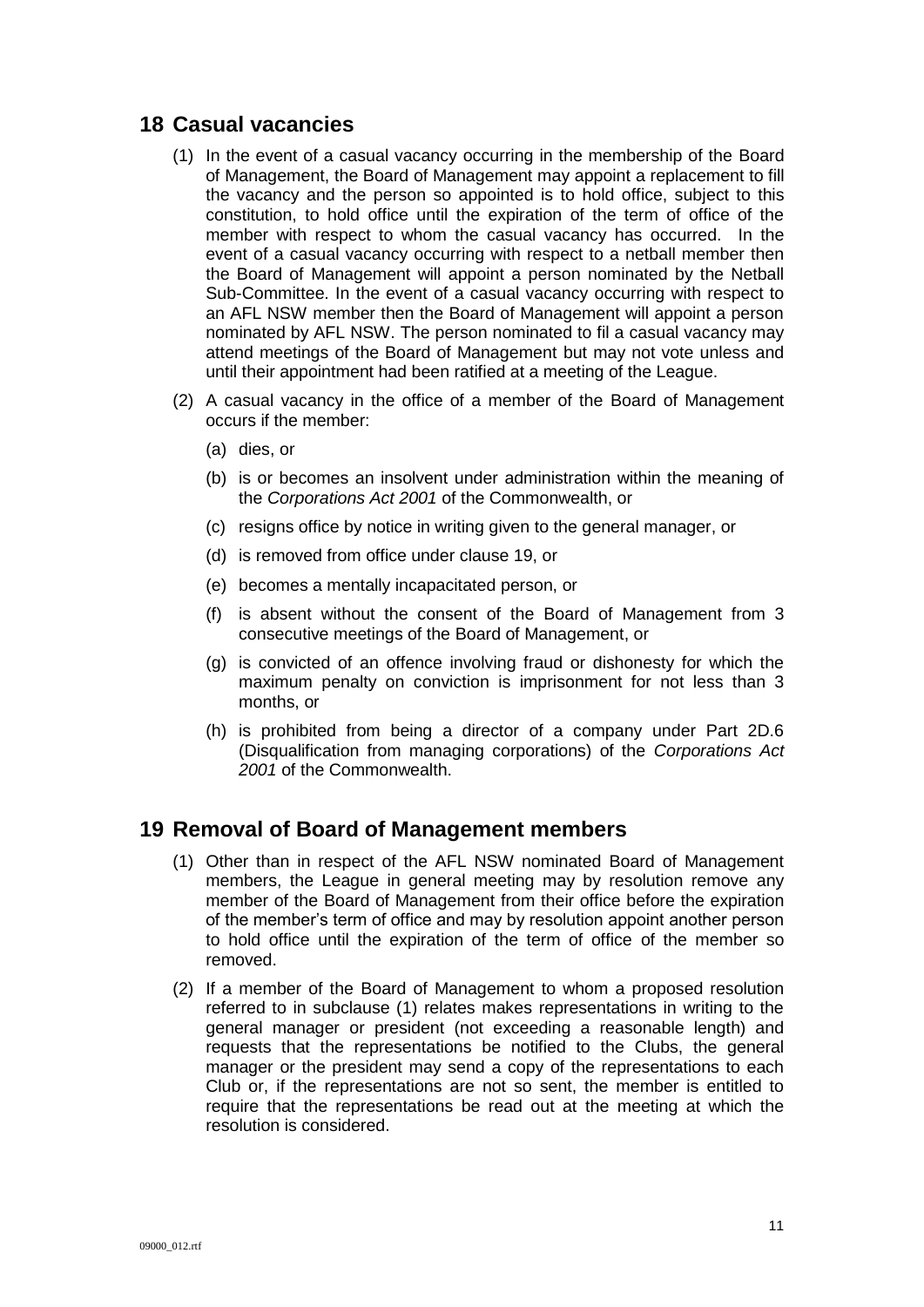## 18 Casual vacancies

(1) In the event of a casual vacancy occurring in the membership of the Board of Management, the Board of Management may appoint a replacement to fill the vacancy and the person so appointed is to hold office, subject to this constitution, to hold office until the expiration of the term of office of the member with respect to whom the casual vacancy has occurred. In the event of a casual vacancy occurring with respect to a netball member then the Board of Management will appoint a person nominated by the Netball Sub-Committee. In the event of a casual vacancy occurring with respect to an AFL NSW member then the Board of Management will appoint a person nominated by AFL NSW. The person nominated to fil a casual vacancy may attend meetings of the Board of Management but may not vote unless and until their appointment had been ratified at a meeting of the League.

(2) A casual vacancy in the office of a member of the Board of Management occurs if the member:

(a) dies, or

(b) is or becomes an insolvent under administration within the meaning of the *Corporations Act 2001* of the Commonwealth, or

(c) resigns office by notice in writing given to the general manager, or

(d) is removed from office under clause 19, or

(e) becomes a mentally incapacitated person, or

(f) is absent without the consent of the Board of Management from 3 consecutive meetings of the Board of Management, or

(g) is convicted of an offence involving fraud or dishonesty for which the maximum penalty on conviction is imprisonment for not less than 3 months, or

(h) is prohibited from being a director of a company under Part 2D.6 (Disqualification from managing corporations) of the *Corporations Act 2001* of the Commonwealth.

## 19 Removal of Board of Management members

(1) Other than in respect of the AFL NSW nominated Board of Management members, the League in general meeting may by resolution remove any member of the Board of Management from their office before the expiration of the member's term of office and may by resolution appoint another person to hold office until the expiration of the term of office of the member so removed.

(2) If a member of the Board of Management to whom a proposed resolution referred to in subclause (1) relates makes representations in writing to the general manager or president (not exceeding a reasonable length) and requests that the representations be notified to the Clubs, the general manager or the president may send a copy of the representations to each Club or, if the representations are not so sent, the member is entitled to require that the representations be read out at the meeting at which the resolution is considered.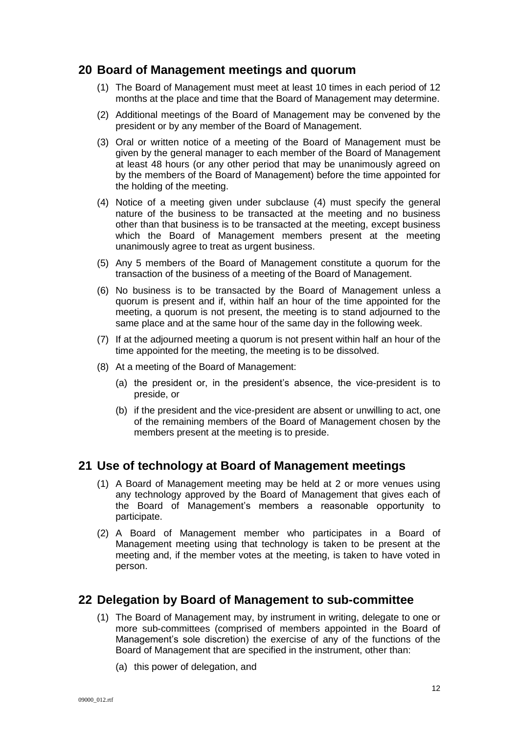## 20 Board of Management meetings and quorum

(1) The Board of Management must meet at least 10 times in each period of 12 months at the place and time that the Board of Management may determine.

(2) Additional meetings of the Board of Management may be convened by the president or by any member of the Board of Management.

(3) Oral or written notice of a meeting of the Board of Management must be given by the general manager to each member of the Board of Management at least 48 hours (or any other period that may be unanimously agreed on by the members of the Board of Management) before the time appointed for the holding of the meeting.

(4) Notice of a meeting given under subclause (4) must specify the general nature of the business to be transacted at the meeting and no business other than that business is to be transacted at the meeting, except business which the Board of Management members present at the meeting unanimously agree to treat as urgent business.

(5) Any 5 members of the Board of Management constitute a quorum for the transaction of the business of a meeting of the Board of Management.

(6) No business is to be transacted by the Board of Management unless a quorum is present and if, within half an hour of the time appointed for the meeting, a quorum is not present, the meeting is to stand adjourned to the same place and at the same hour of the same day in the following week.

(7) If at the adjourned meeting a quorum is not present within half an hour of the time appointed for the meeting, the meeting is to be dissolved.

(8) At a meeting of the Board of Management:

(a) the president or, in the president's absence, the vice-president is to preside, or

(b) if the president and the vice-president are absent or unwilling to act, one of the remaining members of the Board of Management chosen by the members present at the meeting is to preside.

## 21 Use of technology at Board of Management meetings

(1) A Board of Management meeting may be held at 2 or more venues using any technology approved by the Board of Management that gives each of the Board of Management's members a reasonable opportunity to participate.

(2) A Board of Management member who participates in a Board of Management meeting using that technology is taken to be present at the meeting and, if the member votes at the meeting, is taken to have voted in person.

## 22 Delegation by Board of Management to sub-committee

(1) The Board of Management may, by instrument in writing, delegate to one or more sub-committees (comprised of members appointed in the Board of Management's sole discretion) the exercise of any of the functions of the Board of Management that are specified in the instrument, other than:

(a) this power of delegation, and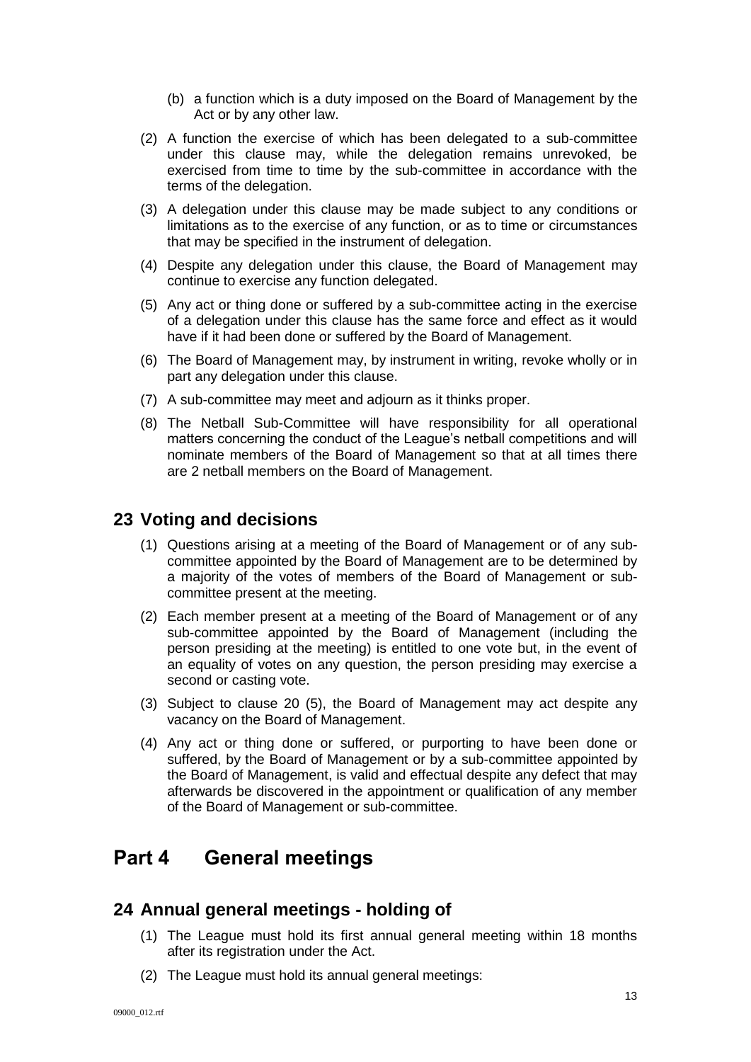(b) a function which is a duty imposed on the Board of Management by the Act or by any other law.

(2) A function the exercise of which has been delegated to a sub-committee under this clause may, while the delegation remains unrevoked, be exercised from time to time by the sub-committee in accordance with the terms of the delegation.

(3) A delegation under this clause may be made subject to any conditions or limitations as to the exercise of any function, or as to time or circumstances that may be specified in the instrument of delegation.

(4) Despite any delegation under this clause, the Board of Management may continue to exercise any function delegated.

(5) Any act or thing done or suffered by a sub-committee acting in the exercise of a delegation under this clause has the same force and effect as it would have if it had been done or suffered by the Board of Management.

(6) The Board of Management may, by instrument in writing, revoke wholly or in part any delegation under this clause.

(7) A sub-committee may meet and adjourn as it thinks proper.

(8) The Netball Sub-Committee will have responsibility for all operational matters concerning the conduct of the League's netball competitions and will nominate members of the Board of Management so that at all times there are 2 netball members on the Board of Management.

## 23 Voting and decisions

(1) Questions arising at a meeting of the Board of Management or of any sub-committee appointed by the Board of Management are to be determined by a majority of the votes of members of the Board of Management or sub-committee present at the meeting.

(2) Each member present at a meeting of the Board of Management or of any sub-committee appointed by the Board of Management (including the person presiding at the meeting) is entitled to one vote but, in the event of an equality of votes on any question, the person presiding may exercise a second or casting vote.

(3) Subject to clause 20 (5), the Board of Management may act despite any vacancy on the Board of Management.

(4) Any act or thing done or suffered, or purporting to have been done or suffered, by the Board of Management or by a sub-committee appointed by the Board of Management, is valid and effectual despite any defect that may afterwards be discovered in the appointment or qualification of any member of the Board of Management or sub-committee.

# Part 4 General meetings

## 24 Annual general meetings - holding of

(1) The League must hold its first annual general meeting within 18 months after its registration under the Act.

(2) The League must hold its annual general meetings: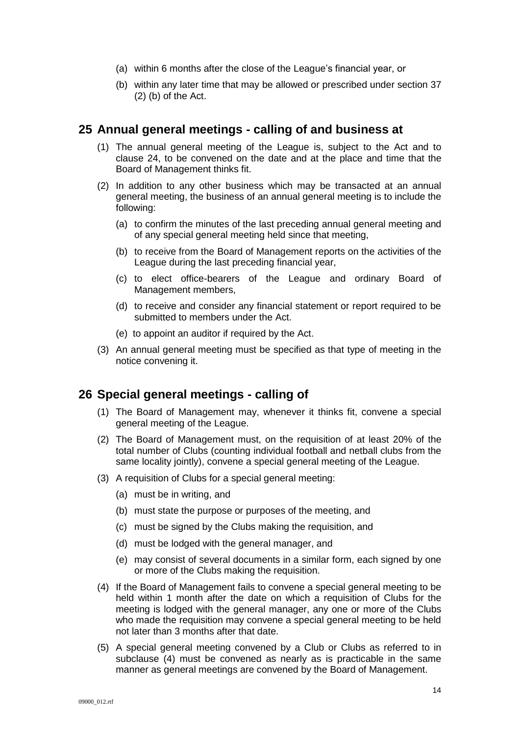(a) within 6 months after the close of the League's financial year, or

(b) within any later time that may be allowed or prescribed under section 37 (2) (b) of the Act.

## 25 Annual general meetings - calling of and business at

(1) The annual general meeting of the League is, subject to the Act and to clause 24, to be convened on the date and at the place and time that the Board of Management thinks fit.

(2) In addition to any other business which may be transacted at an annual general meeting, the business of an annual general meeting is to include the following:

(a) to confirm the minutes of the last preceding annual general meeting and of any special general meeting held since that meeting,

(b) to receive from the Board of Management reports on the activities of the League during the last preceding financial year,

(c) to elect office-bearers of the League and ordinary Board of Management members,

(d) to receive and consider any financial statement or report required to be submitted to members under the Act.

(e) to appoint an auditor if required by the Act.

(3) An annual general meeting must be specified as that type of meeting in the notice convening it.

## 26 Special general meetings - calling of

(1) The Board of Management may, whenever it thinks fit, convene a special general meeting of the League.

(2) The Board of Management must, on the requisition of at least 20% of the total number of Clubs (counting individual football and netball clubs from the same locality jointly), convene a special general meeting of the League.

(3) A requisition of Clubs for a special general meeting:

(a) must be in writing, and

(b) must state the purpose or purposes of the meeting, and

(c) must be signed by the Clubs making the requisition, and

(d) must be lodged with the general manager, and

(e) may consist of several documents in a similar form, each signed by one or more of the Clubs making the requisition.

(4) If the Board of Management fails to convene a special general meeting to be held within 1 month after the date on which a requisition of Clubs for the meeting is lodged with the general manager, any one or more of the Clubs who made the requisition may convene a special general meeting to be held not later than 3 months after that date.

(5) A special general meeting convened by a Club or Clubs as referred to in subclause (4) must be convened as nearly as is practicable in the same manner as general meetings are convened by the Board of Management.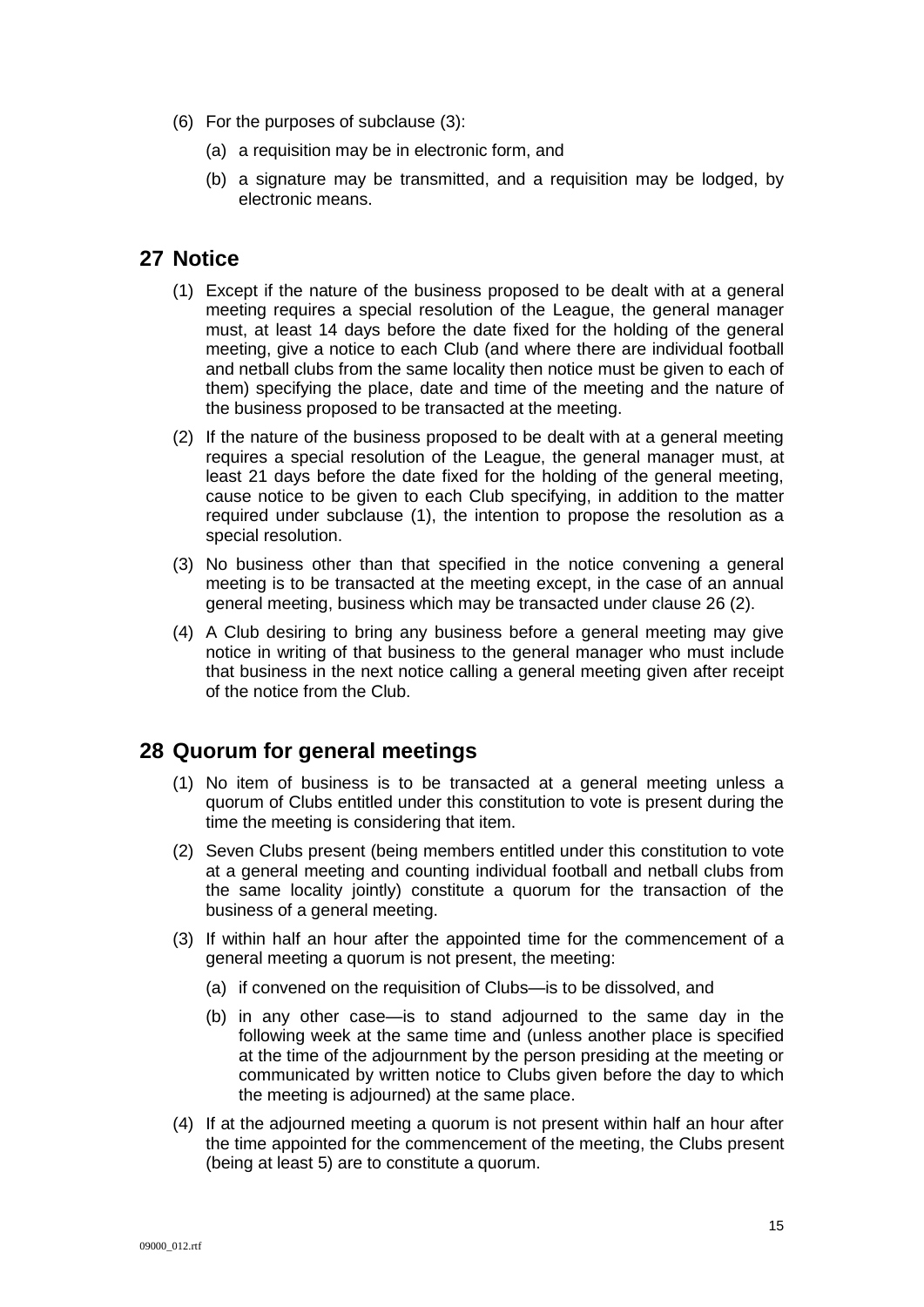(6) For the purposes of subclause (3):

    (a) a requisition may be in electronic form, and

    (b) a signature may be transmitted, and a requisition may be lodged, by electronic means.

## 27 Notice

(1) Except if the nature of the business proposed to be dealt with at a general meeting requires a special resolution of the League, the general manager must, at least 14 days before the date fixed for the holding of the general meeting, give a notice to each Club (and where there are individual football and netball clubs from the same locality then notice must be given to each of them) specifying the place, date and time of the meeting and the nature of the business proposed to be transacted at the meeting.

(2) If the nature of the business proposed to be dealt with at a general meeting requires a special resolution of the League, the general manager must, at least 21 days before the date fixed for the holding of the general meeting, cause notice to be given to each Club specifying, in addition to the matter required under subclause (1), the intention to propose the resolution as a special resolution.

(3) No business other than that specified in the notice convening a general meeting is to be transacted at the meeting except, in the case of an annual general meeting, business which may be transacted under clause 26 (2).

(4) A Club desiring to bring any business before a general meeting may give notice in writing of that business to the general manager who must include that business in the next notice calling a general meeting given after receipt of the notice from the Club.

## 28 Quorum for general meetings

(1) No item of business is to be transacted at a general meeting unless a quorum of Clubs entitled under this constitution to vote is present during the time the meeting is considering that item.

(2) Seven Clubs present (being members entitled under this constitution to vote at a general meeting and counting individual football and netball clubs from the same locality jointly) constitute a quorum for the transaction of the business of a general meeting.

(3) If within half an hour after the appointed time for the commencement of a general meeting a quorum is not present, the meeting:

    (a) if convened on the requisition of Clubs—is to be dissolved, and

    (b) in any other case—is to stand adjourned to the same day in the following week at the same time and (unless another place is specified at the time of the adjournment by the person presiding at the meeting or communicated by written notice to Clubs given before the day to which the meeting is adjourned) at the same place.

(4) If at the adjourned meeting a quorum is not present within half an hour after the time appointed for the commencement of the meeting, the Clubs present (being at least 5) are to constitute a quorum.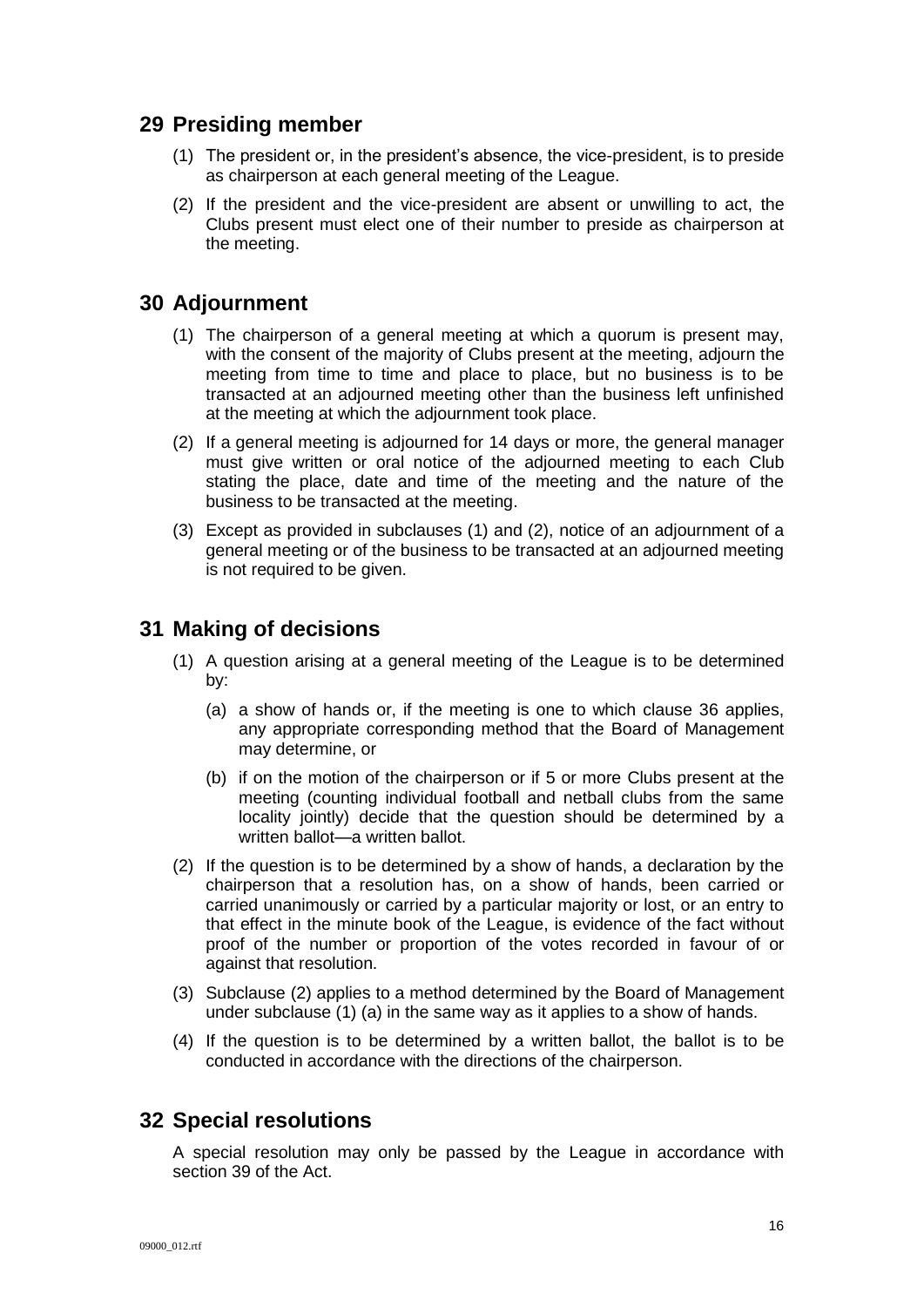## 29 Presiding member

(1) The president or, in the president's absence, the vice-president, is to preside as chairperson at each general meeting of the League.

(2) If the president and the vice-president are absent or unwilling to act, the Clubs present must elect one of their number to preside as chairperson at the meeting.

## 30 Adjournment

(1) The chairperson of a general meeting at which a quorum is present may, with the consent of the majority of Clubs present at the meeting, adjourn the meeting from time to time and place to place, but no business is to be transacted at an adjourned meeting other than the business left unfinished at the meeting at which the adjournment took place.

(2) If a general meeting is adjourned for 14 days or more, the general manager must give written or oral notice of the adjourned meeting to each Club stating the place, date and time of the meeting and the nature of the business to be transacted at the meeting.

(3) Except as provided in subclauses (1) and (2), notice of an adjournment of a general meeting or of the business to be transacted at an adjourned meeting is not required to be given.

## 31 Making of decisions

(1) A question arising at a general meeting of the League is to be determined by:

(a) a show of hands or, if the meeting is one to which clause 36 applies, any appropriate corresponding method that the Board of Management may determine, or

(b) if on the motion of the chairperson or if 5 or more Clubs present at the meeting (counting individual football and netball clubs from the same locality jointly) decide that the question should be determined by a written ballot—a written ballot.

(2) If the question is to be determined by a show of hands, a declaration by the chairperson that a resolution has, on a show of hands, been carried or carried unanimously or carried by a particular majority or lost, or an entry to that effect in the minute book of the League, is evidence of the fact without proof of the number or proportion of the votes recorded in favour of or against that resolution.

(3) Subclause (2) applies to a method determined by the Board of Management under subclause (1) (a) in the same way as it applies to a show of hands.

(4) If the question is to be determined by a written ballot, the ballot is to be conducted in accordance with the directions of the chairperson.

## 32 Special resolutions

A special resolution may only be passed by the League in accordance with section 39 of the Act.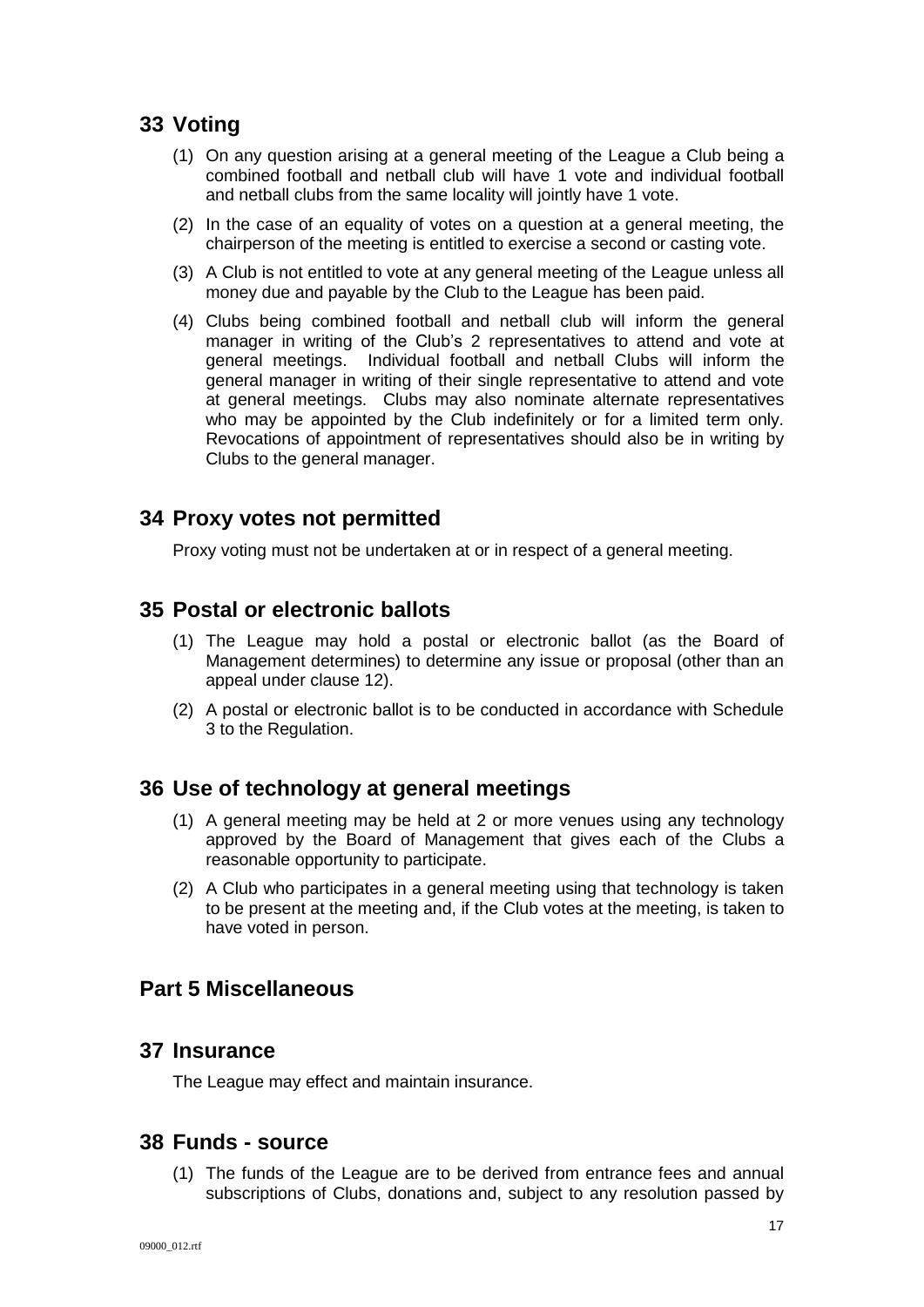## 33 Voting

(1) On any question arising at a general meeting of the League a Club being a combined football and netball club will have 1 vote and individual football and netball clubs from the same locality will jointly have 1 vote.

(2) In the case of an equality of votes on a question at a general meeting, the chairperson of the meeting is entitled to exercise a second or casting vote.

(3) A Club is not entitled to vote at any general meeting of the League unless all money due and payable by the Club to the League has been paid.

(4) Clubs being combined football and netball club will inform the general manager in writing of the Club's 2 representatives to attend and vote at general meetings. Individual football and netball Clubs will inform the general manager in writing of their single representative to attend and vote at general meetings. Clubs may also nominate alternate representatives who may be appointed by the Club indefinitely or for a limited term only. Revocations of appointment of representatives should also be in writing by Clubs to the general manager.

## 34 Proxy votes not permitted

Proxy voting must not be undertaken at or in respect of a general meeting.

## 35 Postal or electronic ballots

(1) The League may hold a postal or electronic ballot (as the Board of Management determines) to determine any issue or proposal (other than an appeal under clause 12).

(2) A postal or electronic ballot is to be conducted in accordance with Schedule 3 to the Regulation.

## 36 Use of technology at general meetings

(1) A general meeting may be held at 2 or more venues using any technology approved by the Board of Management that gives each of the Clubs a reasonable opportunity to participate.

(2) A Club who participates in a general meeting using that technology is taken to be present at the meeting and, if the Club votes at the meeting, is taken to have voted in person.

# Part 5 Miscellaneous

## 37 Insurance

The League may effect and maintain insurance.

## 38 Funds - source

(1) The funds of the League are to be derived from entrance fees and annual subscriptions of Clubs, donations and, subject to any resolution passed by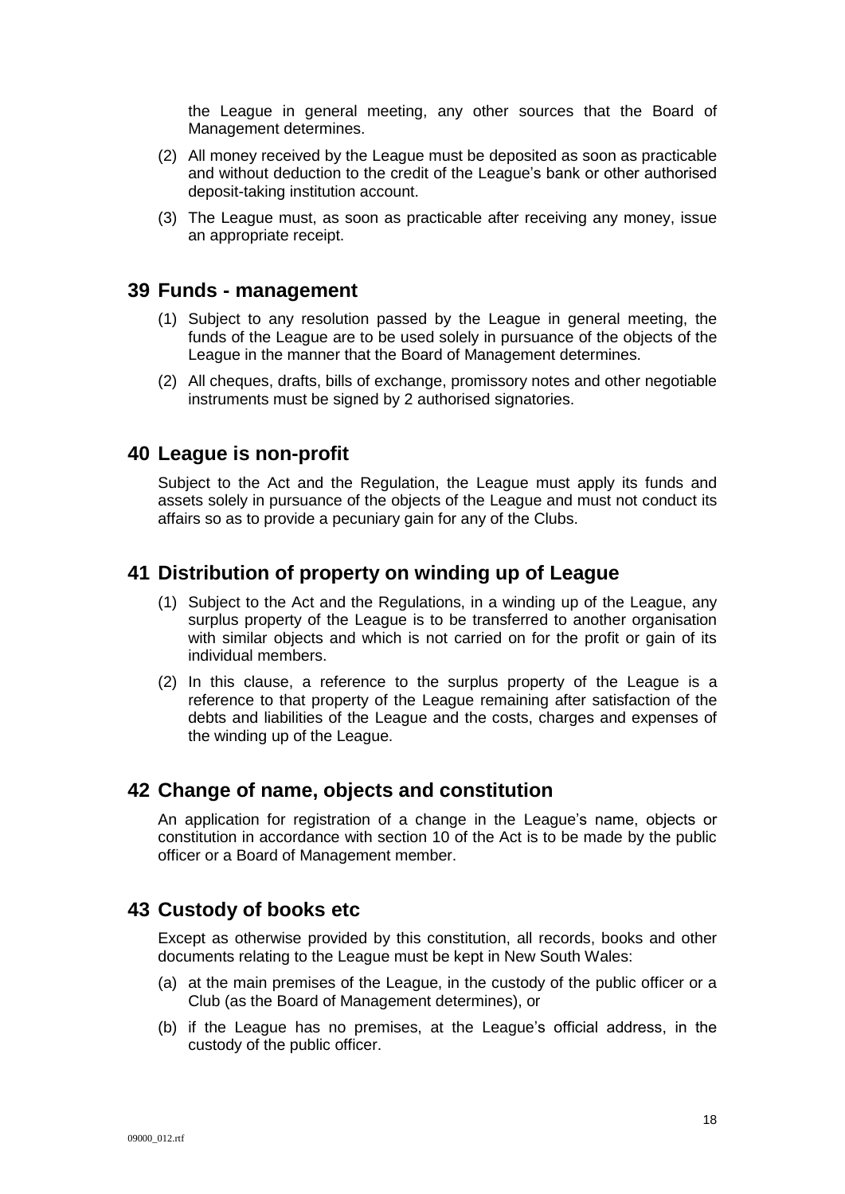the League in general meeting, any other sources that the Board of Management determines.

(2) All money received by the League must be deposited as soon as practicable and without deduction to the credit of the League's bank or other authorised deposit-taking institution account.

(3) The League must, as soon as practicable after receiving any money, issue an appropriate receipt.

## 39 Funds - management

(1) Subject to any resolution passed by the League in general meeting, the funds of the League are to be used solely in pursuance of the objects of the League in the manner that the Board of Management determines.

(2) All cheques, drafts, bills of exchange, promissory notes and other negotiable instruments must be signed by 2 authorised signatories.

## 40 League is non-profit

Subject to the Act and the Regulation, the League must apply its funds and assets solely in pursuance of the objects of the League and must not conduct its affairs so as to provide a pecuniary gain for any of the Clubs.

## 41 Distribution of property on winding up of League

(1) Subject to the Act and the Regulations, in a winding up of the League, any surplus property of the League is to be transferred to another organisation with similar objects and which is not carried on for the profit or gain of its individual members.

(2) In this clause, a reference to the surplus property of the League is a reference to that property of the League remaining after satisfaction of the debts and liabilities of the League and the costs, charges and expenses of the winding up of the League.

## 42 Change of name, objects and constitution

An application for registration of a change in the League's name, objects or constitution in accordance with section 10 of the Act is to be made by the public officer or a Board of Management member.

## 43 Custody of books etc

Except as otherwise provided by this constitution, all records, books and other documents relating to the League must be kept in New South Wales:

(a) at the main premises of the League, in the custody of the public officer or a Club (as the Board of Management determines), or

(b) if the League has no premises, at the League's official address, in the custody of the public officer.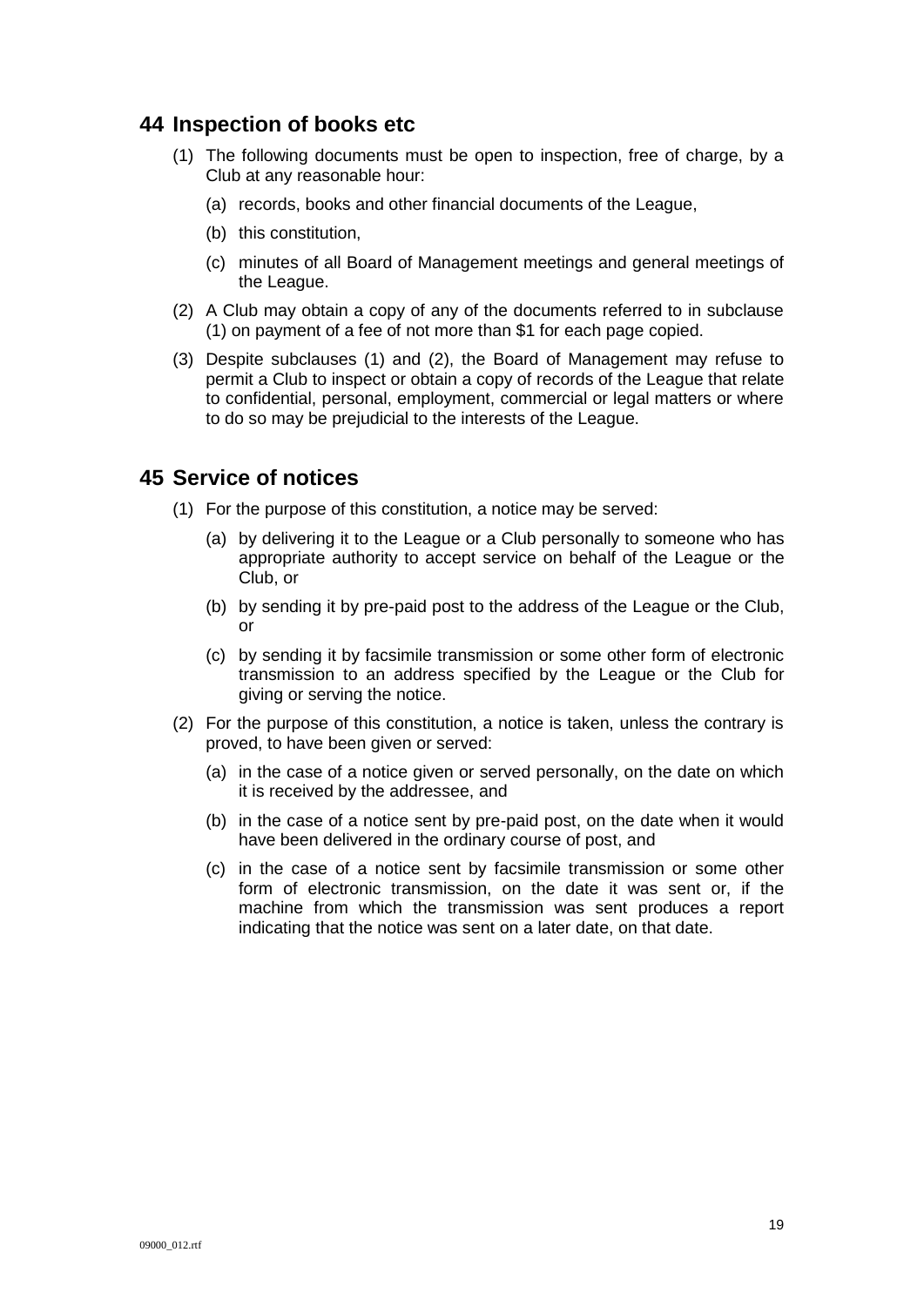## 44 Inspection of books etc

(1) The following documents must be open to inspection, free of charge, by a Club at any reasonable hour:

(a) records, books and other financial documents of the League,

(b) this constitution,

(c) minutes of all Board of Management meetings and general meetings of the League.

(2) A Club may obtain a copy of any of the documents referred to in subclause (1) on payment of a fee of not more than $1 for each page copied.

(3) Despite subclauses (1) and (2), the Board of Management may refuse to permit a Club to inspect or obtain a copy of records of the League that relate to confidential, personal, employment, commercial or legal matters or where to do so may be prejudicial to the interests of the League.

## 45 Service of notices

(1) For the purpose of this constitution, a notice may be served:

(a) by delivering it to the League or a Club personally to someone who has appropriate authority to accept service on behalf of the League or the Club, or

(b) by sending it by pre-paid post to the address of the League or the Club, or

(c) by sending it by facsimile transmission or some other form of electronic transmission to an address specified by the League or the Club for giving or serving the notice.

(2) For the purpose of this constitution, a notice is taken, unless the contrary is proved, to have been given or served:

(a) in the case of a notice given or served personally, on the date on which it is received by the addressee, and

(b) in the case of a notice sent by pre-paid post, on the date when it would have been delivered in the ordinary course of post, and

(c) in the case of a notice sent by facsimile transmission or some other form of electronic transmission, on the date it was sent or, if the machine from which the transmission was sent produces a report indicating that the notice was sent on a later date, on that date.

09000_012.rtf